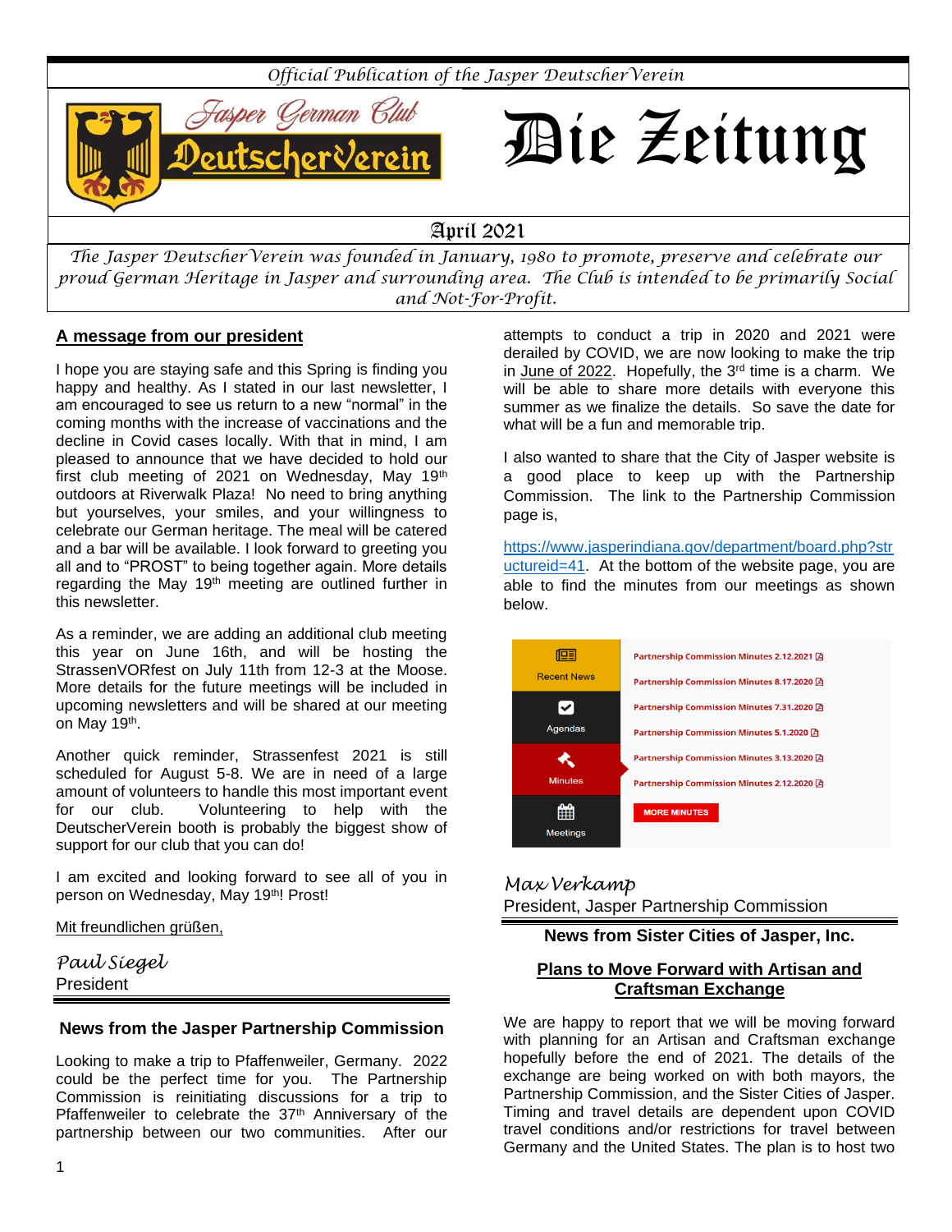*Official Publication of the Jasper DeutscherVerein*

Jasper German Club DeutscherVerein

# Die Zeitung

## April 2021

*The Jasper DeutscherVerein was founded in January, 1980 to promote, preserve and celebrate our proud German Heritage in Jasper and surrounding area. The Club is intended to be primarily Social and Not-For-Profit.*

### A message from our president

I hope you are staying safe and this Spring is finding you happy and healthy. As I stated in our last newsletter, I am encouraged to see us return to a new "normal" in the coming months with the increase of vaccinations and the decline in Covid cases locally. With that in mind, I am pleased to announce that we have decided to hold our first club meeting of 2021 on Wednesday, May 19th outdoors at Riverwalk Plaza! No need to bring anything but yourselves, your smiles, and your willingness to celebrate our German heritage. The meal will be catered and a bar will be available. I look forward to greeting you all and to "PROST" to being together again. More details regarding the May 19th meeting are outlined further in this newsletter.

As a reminder, we are adding an additional club meeting this year on June 16th, and will be hosting the StrassenVORfest on July 11th from 12-3 at the Moose. More details for the future meetings will be included in upcoming newsletters and will be shared at our meeting on May 19th.

Another quick reminder, Strassenfest 2021 is still scheduled for August 5-8. We are in need of a large amount of volunteers to handle this most important event for our club. Volunteering to help with the DeutscherVerein booth is probably the biggest show of support for our club that you can do!

I am excited and looking forward to see all of you in person on Wednesday, May 19th! Prost!

Mit freundlichen grüßen,

*Paul Siegel*
President

### News from the Jasper Partnership Commission

Looking to make a trip to Pfaffenweiler, Germany. 2022 could be the perfect time for you. The Partnership Commission is reinitiating discussions for a trip to Pfaffenweiler to celebrate the 37th Anniversary of the partnership between our two communities. After our attempts to conduct a trip in 2020 and 2021 were derailed by COVID, we are now looking to make the trip in June of 2022. Hopefully, the 3rd time is a charm. We will be able to share more details with everyone this summer as we finalize the details. So save the date for what will be a fun and memorable trip.

I also wanted to share that the City of Jasper website is a good place to keep up with the Partnership Commission. The link to the Partnership Commission page is,

https://www.jasperindiana.gov/department/board.php?structureid=41. At the bottom of the website page, you are able to find the minutes from our meetings as shown below.

Recent News
Agendas
Minutes
Meetings

Partnership Commission Minutes 2.12.2021
Partnership Commission Minutes 8.17.2020
Partnership Commission Minutes 7.31.2020
Partnership Commission Minutes 5.1.2020
Partnership Commission Minutes 3.13.2020
Partnership Commission Minutes 2.12.2020
MORE MINUTES

*Max Verkamp*
President, Jasper Partnership Commission

### News from Sister Cities of Jasper, Inc.

#### Plans to Move Forward with Artisan and Craftsman Exchange

We are happy to report that we will be moving forward with planning for an Artisan and Craftsman exchange hopefully before the end of 2021. The details of the exchange are being worked on with both mayors, the Partnership Commission, and the Sister Cities of Jasper. Timing and travel details are dependent upon COVID travel conditions and/or restrictions for travel between Germany and the United States. The plan is to host two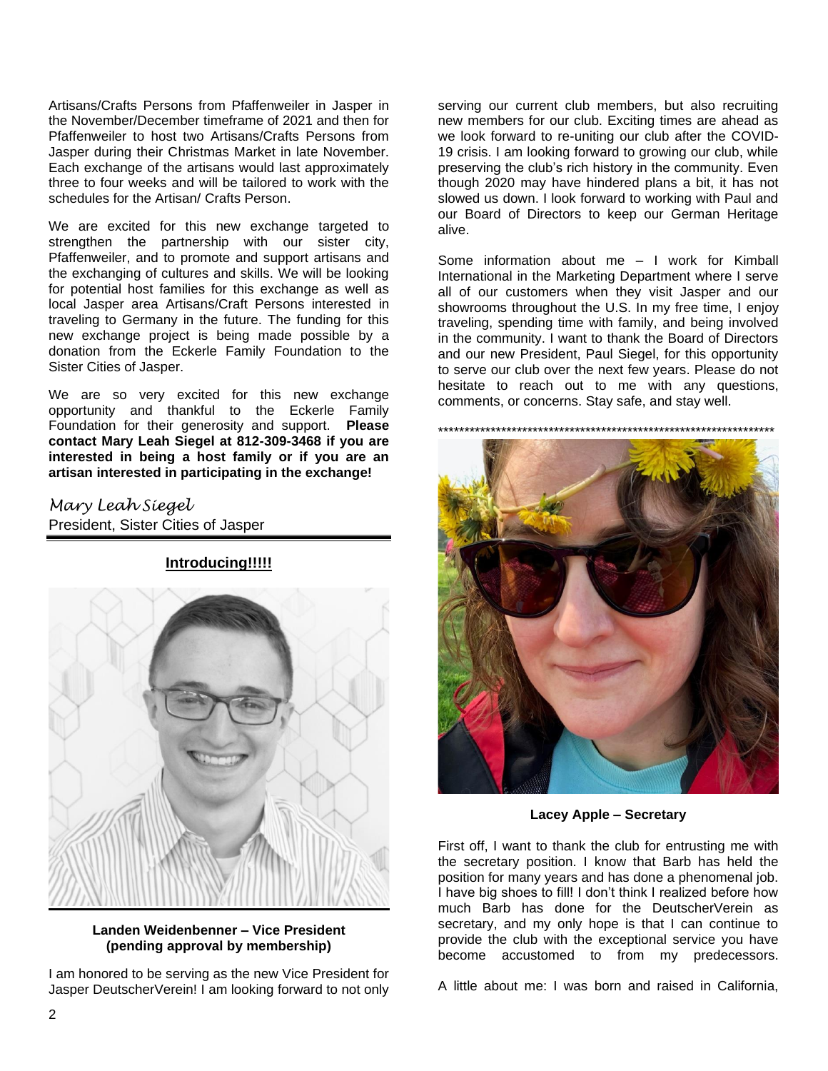Artisans/Crafts Persons from Pfaffenweiler in Jasper in the November/December timeframe of 2021 and then for Pfaffenweiler to host two Artisans/Crafts Persons from Jasper during their Christmas Market in late November. Each exchange of the artisans would last approximately three to four weeks and will be tailored to work with the schedules for the Artisan/ Crafts Person.

We are excited for this new exchange targeted to strengthen the partnership with our sister city, Pfaffenweiler, and to promote and support artisans and the exchanging of cultures and skills. We will be looking for potential host families for this exchange as well as local Jasper area Artisans/Craft Persons interested in traveling to Germany in the future. The funding for this new exchange project is being made possible by a donation from the Eckerle Family Foundation to the Sister Cities of Jasper.

We are so very excited for this new exchange opportunity and thankful to the Eckerle Family Foundation for their generosity and support. **Please contact Mary Leah Siegel at 812-309-3468 if you are interested in being a host family or if you are an artisan interested in participating in the exchange!**

*Mary Leah Siegel*
President, Sister Cities of Jasper

## Introducing!!!!!

**Landen Weidenbenner – Vice President (pending approval by membership)**

I am honored to be serving as the new Vice President for Jasper DeutscherVerein! I am looking forward to not only serving our current club members, but also recruiting new members for our club. Exciting times are ahead as we look forward to re-uniting our club after the COVID-19 crisis. I am looking forward to growing our club, while preserving the club's rich history in the community. Even though 2020 may have hindered plans a bit, it has not slowed us down. I look forward to working with Paul and our Board of Directors to keep our German Heritage alive.

Some information about me – I work for Kimball International in the Marketing Department where I serve all of our customers when they visit Jasper and our showrooms throughout the U.S. In my free time, I enjoy traveling, spending time with family, and being involved in the community. I want to thank the Board of Directors and our new President, Paul Siegel, for this opportunity to serve our club over the next few years. Please do not hesitate to reach out to me with any questions, comments, or concerns. Stay safe, and stay well.

\*\*\*\*\*\*\*\*\*\*\*\*\*\*\*\*\*\*\*\*\*\*\*\*\*\*\*\*\*\*\*\*\*\*\*\*\*\*\*\*\*\*\*\*\*\*\*\*\*\*\*\*\*\*\*\*\*\*\*\*\*\*\*\*

**Lacey Apple – Secretary**

First off, I want to thank the club for entrusting me with the secretary position. I know that Barb has held the position for many years and has done a phenomenal job. I have big shoes to fill! I don't think I realized before how much Barb has done for the DeutscherVerein as secretary, and my only hope is that I can continue to provide the club with the exceptional service you have become accustomed to from my predecessors.

A little about me: I was born and raised in California,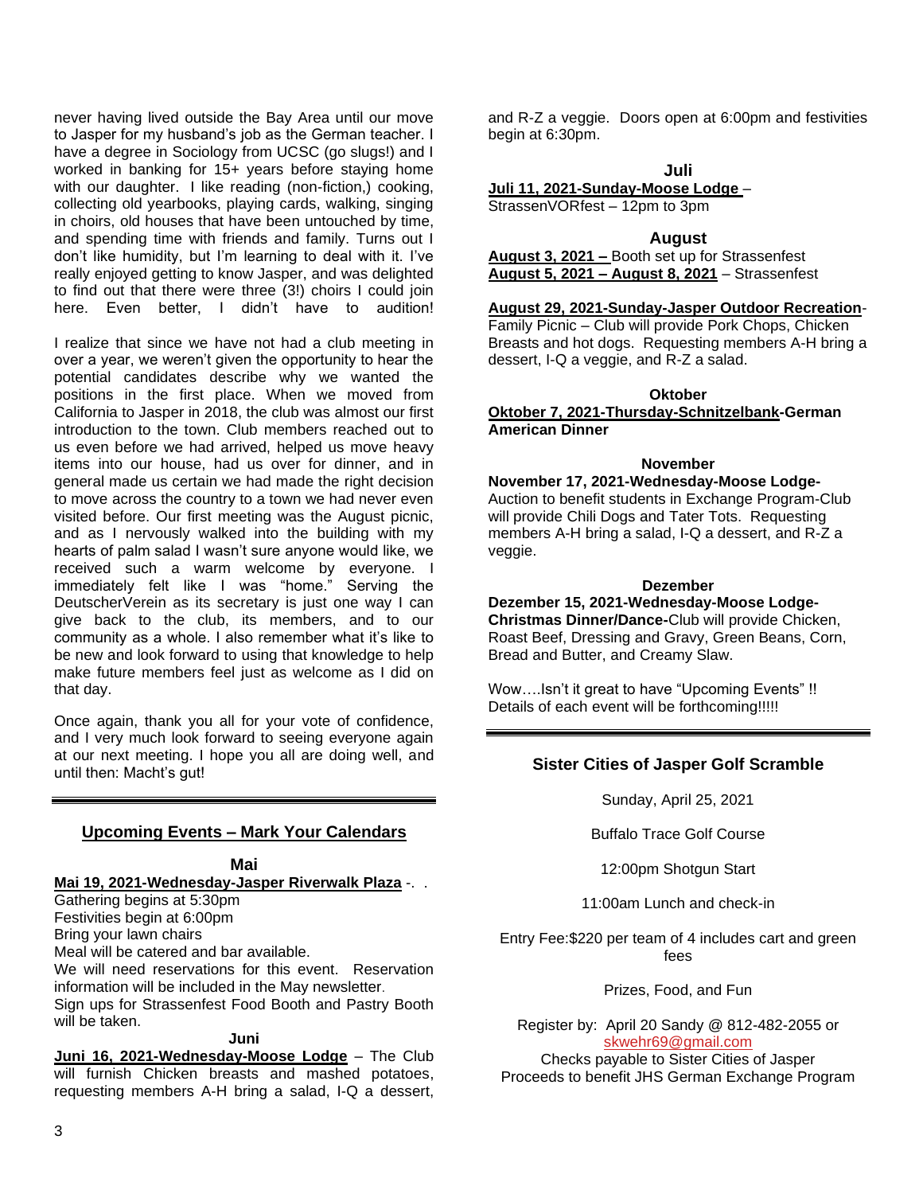never having lived outside the Bay Area until our move to Jasper for my husband's job as the German teacher. I have a degree in Sociology from UCSC (go slugs!) and I worked in banking for 15+ years before staying home with our daughter. I like reading (non-fiction,) cooking, collecting old yearbooks, playing cards, walking, singing in choirs, old houses that have been untouched by time, and spending time with friends and family. Turns out I don't like humidity, but I'm learning to deal with it. I've really enjoyed getting to know Jasper, and was delighted to find out that there were three (3!) choirs I could join here. Even better, I didn't have to audition!

I realize that since we have not had a club meeting in over a year, we weren't given the opportunity to hear the potential candidates describe why we wanted the positions in the first place. When we moved from California to Jasper in 2018, the club was almost our first introduction to the town. Club members reached out to us even before we had arrived, helped us move heavy items into our house, had us over for dinner, and in general made us certain we had made the right decision to move across the country to a town we had never even visited before. Our first meeting was the August picnic, and as I nervously walked into the building with my hearts of palm salad I wasn't sure anyone would like, we received such a warm welcome by everyone. I immediately felt like I was "home." Serving the DeutscherVerein as its secretary is just one way I can give back to the club, its members, and to our community as a whole. I also remember what it's like to be new and look forward to using that knowledge to help make future members feel just as welcome as I did on that day.

Once again, thank you all for your vote of confidence, and I very much look forward to seeing everyone again at our next meeting. I hope you all are doing well, and until then: Macht's gut!

---

## Upcoming Events – Mark Your Calendars

### Mai

**Mai 19, 2021-Wednesday-Jasper Riverwalk Plaza** -. .
Gathering begins at 5:30pm
Festivities begin at 6:00pm
Bring your lawn chairs
Meal will be catered and bar available.
We will need reservations for this event. Reservation information will be included in the May newsletter.
Sign ups for Strassenfest Food Booth and Pastry Booth will be taken.

### Juni

**Juni 16, 2021-Wednesday-Moose Lodge** – The Club will furnish Chicken breasts and mashed potatoes, requesting members A-H bring a salad, I-Q a dessert, and R-Z a veggie. Doors open at 6:00pm and festivities begin at 6:30pm.

### Juli

**Juli 11, 2021-Sunday-Moose Lodge** –
StrassenVORfest – 12pm to 3pm

### August

**August 3, 2021 –** Booth set up for Strassenfest
**August 5, 2021 – August 8, 2021** – Strassenfest

**August 29, 2021-Sunday-Jasper Outdoor Recreation**-
Family Picnic – Club will provide Pork Chops, Chicken Breasts and hot dogs. Requesting members A-H bring a dessert, I-Q a veggie, and R-Z a salad.

### Oktober

**Oktober 7, 2021-Thursday-Schnitzelbank-German American Dinner**

### November

**November 17, 2021-Wednesday-Moose Lodge-**
Auction to benefit students in Exchange Program-Club will provide Chili Dogs and Tater Tots. Requesting members A-H bring a salad, I-Q a dessert, and R-Z a veggie.

### Dezember

**Dezember 15, 2021-Wednesday-Moose Lodge-Christmas Dinner/Dance-**Club will provide Chicken, Roast Beef, Dressing and Gravy, Green Beans, Corn, Bread and Butter, and Creamy Slaw.

Wow….Isn't it great to have "Upcoming Events" !!
Details of each event will be forthcoming!!!!!

---

## Sister Cities of Jasper Golf Scramble

Sunday, April 25, 2021

Buffalo Trace Golf Course

12:00pm Shotgun Start

11:00am Lunch and check-in

Entry Fee:$220 per team of 4 includes cart and green fees

Prizes, Food, and Fun

Register by: April 20 Sandy @ 812-482-2055 or skwehr69@gmail.com
Checks payable to Sister Cities of Jasper
Proceeds to benefit JHS German Exchange Program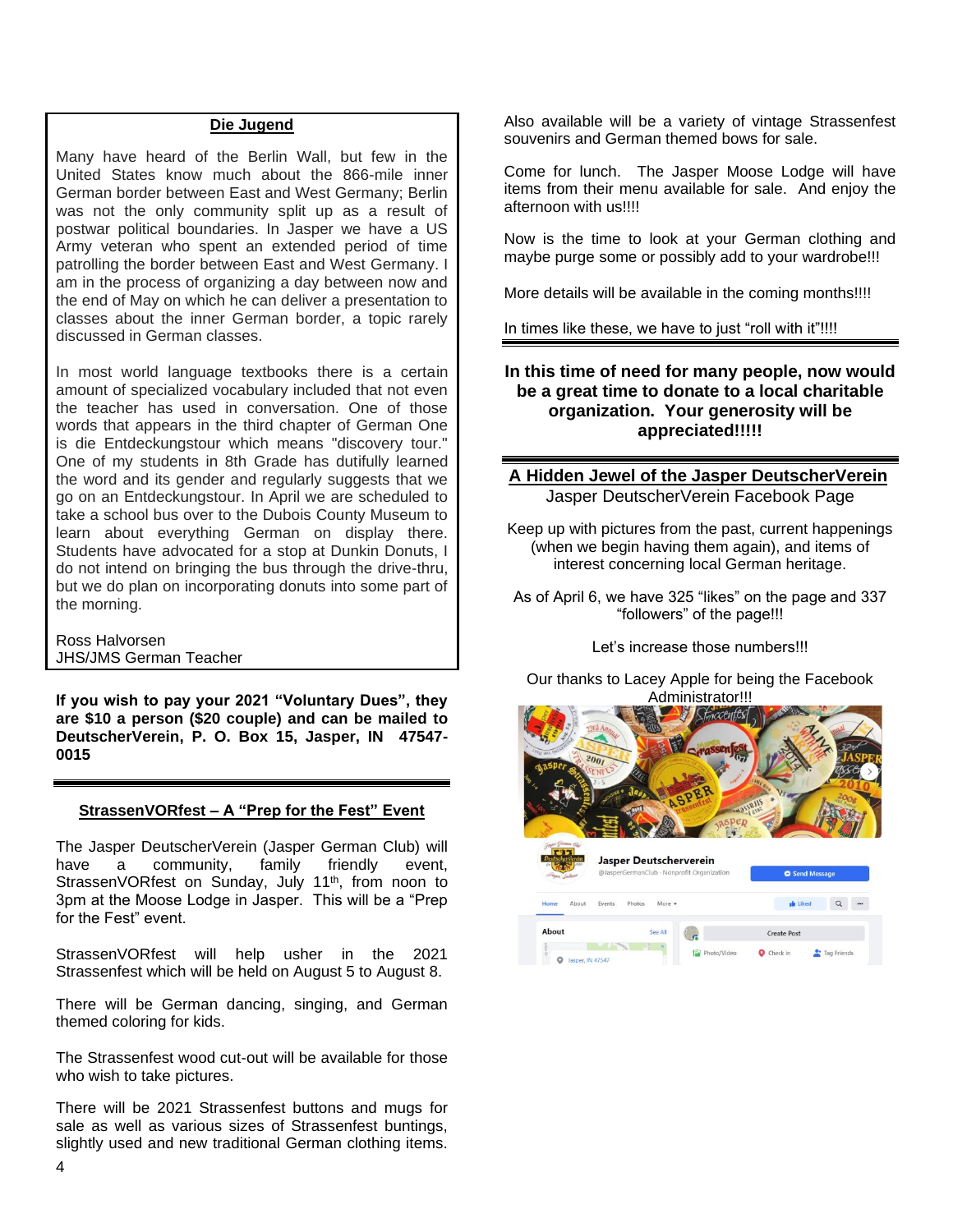## Die Jugend

Many have heard of the Berlin Wall, but few in the United States know much about the 866-mile inner German border between East and West Germany; Berlin was not the only community split up as a result of postwar political boundaries. In Jasper we have a US Army veteran who spent an extended period of time patrolling the border between East and West Germany. I am in the process of organizing a day between now and the end of May on which he can deliver a presentation to classes about the inner German border, a topic rarely discussed in German classes.

In most world language textbooks there is a certain amount of specialized vocabulary included that not even the teacher has used in conversation. One of those words that appears in the third chapter of German One is die Entdeckungstour which means "discovery tour." One of my students in 8th Grade has dutifully learned the word and its gender and regularly suggests that we go on an Entdeckungstour. In April we are scheduled to take a school bus over to the Dubois County Museum to learn about everything German on display there. Students have advocated for a stop at Dunkin Donuts, I do not intend on bringing the bus through the drive-thru, but we do plan on incorporating donuts into some part of the morning.

Ross Halvorsen
JHS/JMS German Teacher

**If you wish to pay your 2021 "Voluntary Dues", they are $10 a person ($20 couple) and can be mailed to DeutscherVerein, P. O. Box 15, Jasper, IN 47547-0015**

---

## StrassenVORfest – A "Prep for the Fest" Event

The Jasper DeutscherVerein (Jasper German Club) will have a community, family friendly event, StrassenVORfest on Sunday, July 11th, from noon to 3pm at the Moose Lodge in Jasper. This will be a "Prep for the Fest" event.

StrassenVORfest will help usher in the 2021 Strassenfest which will be held on August 5 to August 8.

There will be German dancing, singing, and German themed coloring for kids.

The Strassenfest wood cut-out will be available for those who wish to take pictures.

There will be 2021 Strassenfest buttons and mugs for sale as well as various sizes of Strassenfest buntings, slightly used and new traditional German clothing items.

Also available will be a variety of vintage Strassenfest souvenirs and German themed bows for sale.

Come for lunch. The Jasper Moose Lodge will have items from their menu available for sale. And enjoy the afternoon with us!!!!

Now is the time to look at your German clothing and maybe purge some or possibly add to your wardrobe!!!

More details will be available in the coming months!!!!

In times like these, we have to just "roll with it"!!!!

---

**In this time of need for many people, now would be a great time to donate to a local charitable organization. Your generosity will be appreciated!!!!!**

---

## A Hidden Jewel of the Jasper DeutscherVerein

Jasper DeutscherVerein Facebook Page

Keep up with pictures from the past, current happenings (when we begin having them again), and items of interest concerning local German heritage.

As of April 6, we have 325 "likes" on the page and 337 "followers" of the page!!!

Let's increase those numbers!!!

Our thanks to Lacey Apple for being the Facebook Administrator!!!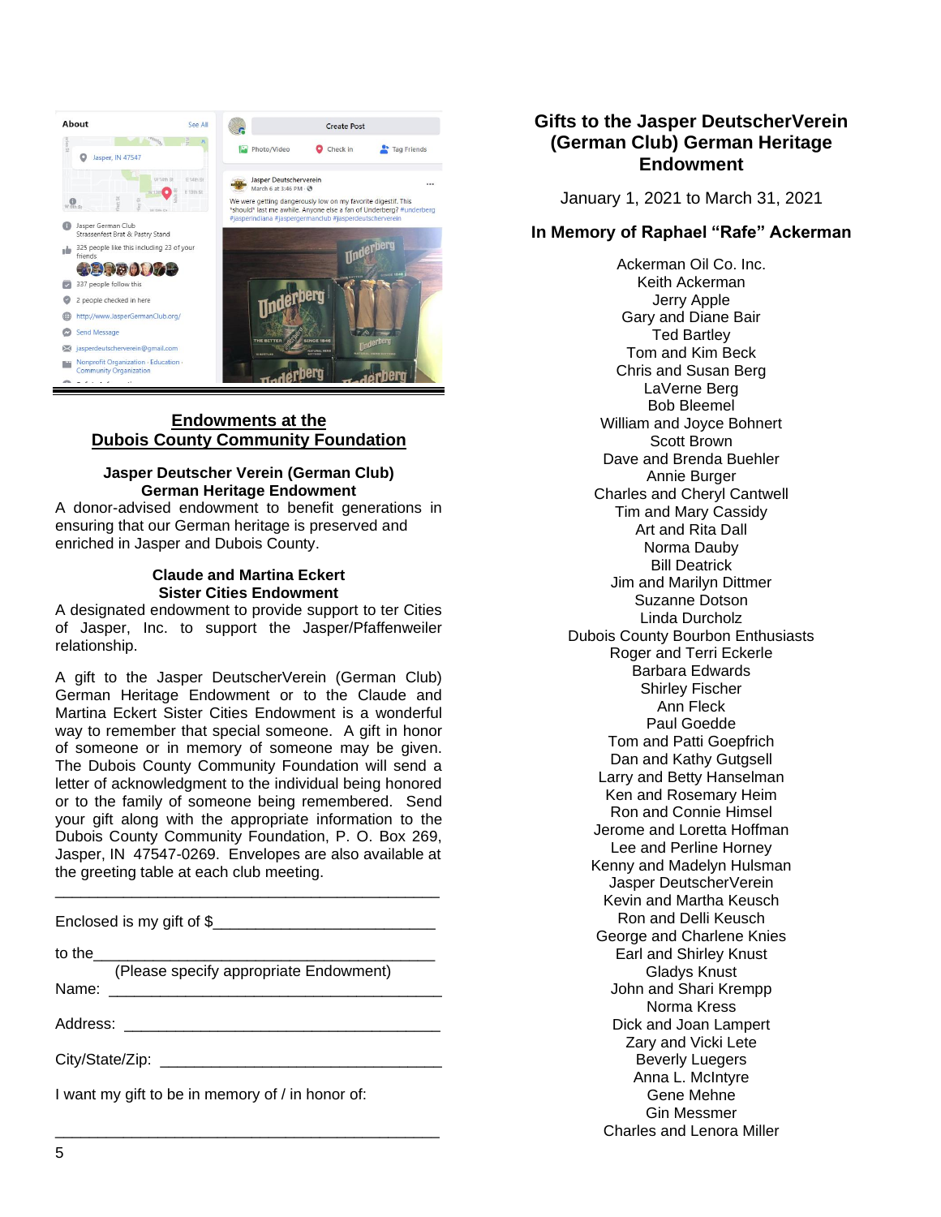## Endowments at the Dubois County Community Foundation

### Jasper Deutscher Verein (German Club) German Heritage Endowment

A donor-advised endowment to benefit generations in ensuring that our German heritage is preserved and enriched in Jasper and Dubois County.

### Claude and Martina Eckert Sister Cities Endowment

A designated endowment to provide support to ter Cities of Jasper, Inc. to support the Jasper/Pfaffenweiler relationship.

A gift to the Jasper DeutscherVerein (German Club) German Heritage Endowment or to the Claude and Martina Eckert Sister Cities Endowment is a wonderful way to remember that special someone. A gift in honor of someone or in memory of someone may be given. The Dubois County Community Foundation will send a letter of acknowledgment to the individual being honored or to the family of someone being remembered. Send your gift along with the appropriate information to the Dubois County Community Foundation, P. O. Box 269, Jasper, IN 47547-0269. Envelopes are also available at the greeting table at each club meeting.

---

Enclosed is my gift of $__________________________

to the___________________________________________
(Please specify appropriate Endowment)

Name: ___________________________________________

Address: _________________________________________

City/State/Zip: ____________________________________

I want my gift to be in memory of / in honor of:

_________________________________________________

## Gifts to the Jasper DeutscherVerein (German Club) German Heritage Endowment

January 1, 2021 to March 31, 2021

### In Memory of Raphael “Rafe” Ackerman

Ackerman Oil Co. Inc.
Keith Ackerman
Jerry Apple
Gary and Diane Bair
Ted Bartley
Tom and Kim Beck
Chris and Susan Berg
LaVerne Berg
Bob Bleemel
William and Joyce Bohnert
Scott Brown
Dave and Brenda Buehler
Annie Burger
Charles and Cheryl Cantwell
Tim and Mary Cassidy
Art and Rita Dall
Norma Dauby
Bill Deatrick
Jim and Marilyn Dittmer
Suzanne Dotson
Linda Durcholz
Dubois County Bourbon Enthusiasts
Roger and Terri Eckerle
Barbara Edwards
Shirley Fischer
Ann Fleck
Paul Goedde
Tom and Patti Goepfrich
Dan and Kathy Gutgsell
Larry and Betty Hanselman
Ken and Rosemary Heim
Ron and Connie Himsel
Jerome and Loretta Hoffman
Lee and Perline Horney
Kenny and Madelyn Hulsman
Jasper DeutscherVerein
Kevin and Martha Keusch
Ron and Delli Keusch
George and Charlene Knies
Earl and Shirley Knust
Gladys Knust
John and Shari Krempp
Norma Kress
Dick and Joan Lampert
Zary and Vicki Lete
Beverly Luegers
Anna L. McIntyre
Gene Mehne
Gin Messmer
Charles and Lenora Miller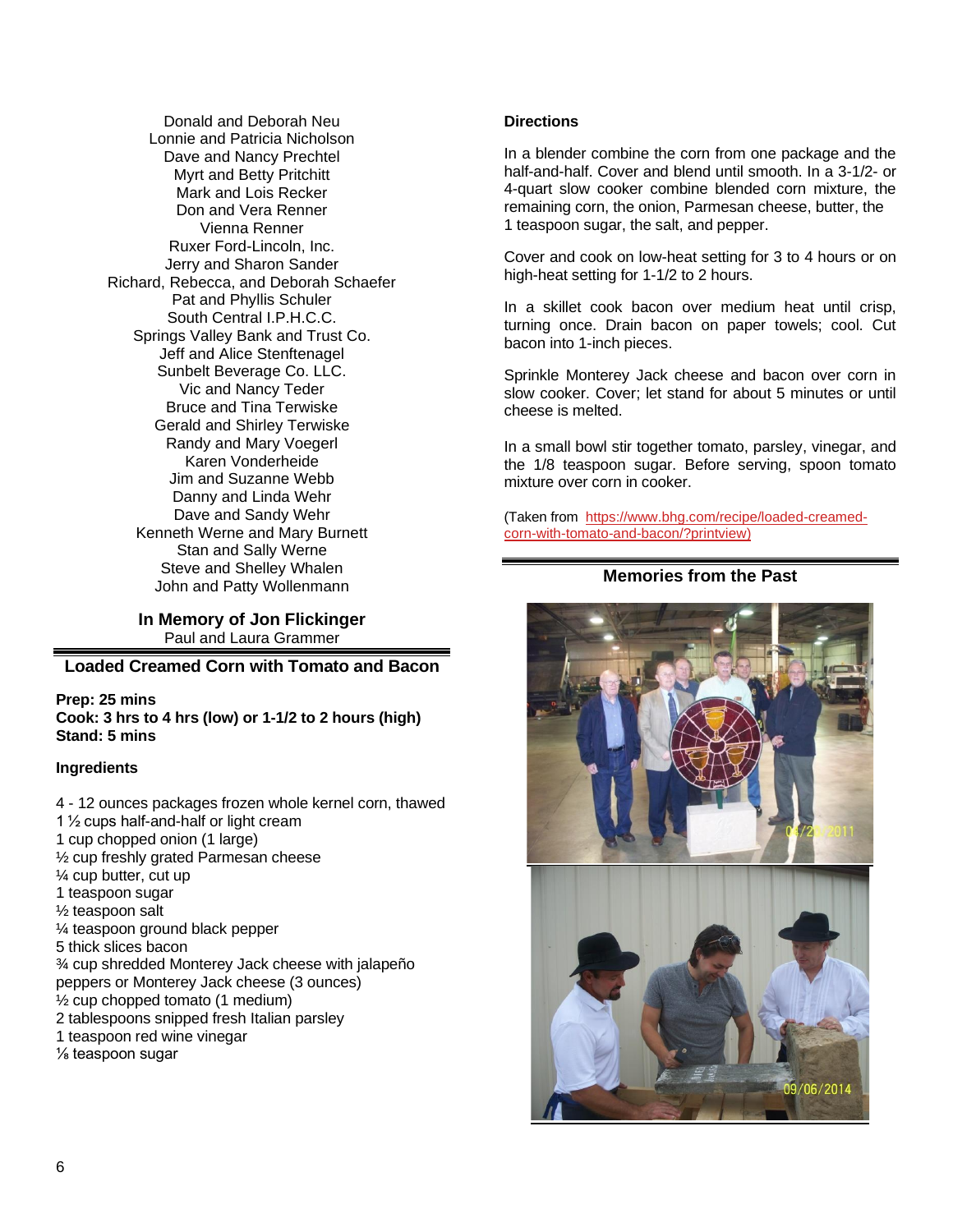Donald and Deborah Neu
Lonnie and Patricia Nicholson
Dave and Nancy Prechtel
Myrt and Betty Pritchitt
Mark and Lois Recker
Don and Vera Renner
Vienna Renner
Ruxer Ford-Lincoln, Inc.
Jerry and Sharon Sander
Richard, Rebecca, and Deborah Schaefer
Pat and Phyllis Schuler
South Central I.P.H.C.C.
Springs Valley Bank and Trust Co.
Jeff and Alice Stenftenagel
Sunbelt Beverage Co. LLC.
Vic and Nancy Teder
Bruce and Tina Terwiske
Gerald and Shirley Terwiske
Randy and Mary Voegerl
Karen Vonderheide
Jim and Suzanne Webb
Danny and Linda Wehr
Dave and Sandy Wehr
Kenneth Werne and Mary Burnett
Stan and Sally Werne
Steve and Shelley Whalen
John and Patty Wollenmann

**In Memory of Jon Flickinger**
Paul and Laura Grammer

## Loaded Creamed Corn with Tomato and Bacon

**Prep: 25 mins**
**Cook: 3 hrs to 4 hrs (low) or 1-1/2 to 2 hours (high)**
**Stand: 5 mins**

### Ingredients

4 - 12 ounces packages frozen whole kernel corn, thawed
1 ½ cups half-and-half or light cream
1 cup chopped onion (1 large)
½ cup freshly grated Parmesan cheese
¼ cup butter, cut up
1 teaspoon sugar
½ teaspoon salt
¼ teaspoon ground black pepper
5 thick slices bacon
¾ cup shredded Monterey Jack cheese with jalapeño peppers or Monterey Jack cheese (3 ounces)
½ cup chopped tomato (1 medium)
2 tablespoons snipped fresh Italian parsley
1 teaspoon red wine vinegar
⅛ teaspoon sugar

### Directions

In a blender combine the corn from one package and the half-and-half. Cover and blend until smooth. In a 3-1/2- or 4-quart slow cooker combine blended corn mixture, the remaining corn, the onion, Parmesan cheese, butter, the 1 teaspoon sugar, the salt, and pepper.

Cover and cook on low-heat setting for 3 to 4 hours or on high-heat setting for 1-1/2 to 2 hours.

In a skillet cook bacon over medium heat until crisp, turning once. Drain bacon on paper towels; cool. Cut bacon into 1-inch pieces.

Sprinkle Monterey Jack cheese and bacon over corn in slow cooker. Cover; let stand for about 5 minutes or until cheese is melted.

In a small bowl stir together tomato, parsley, vinegar, and the 1/8 teaspoon sugar. Before serving, spoon tomato mixture over corn in cooker.

(Taken from https://www.bhg.com/recipe/loaded-creamed-corn-with-tomato-and-bacon/?printview)

## Memories from the Past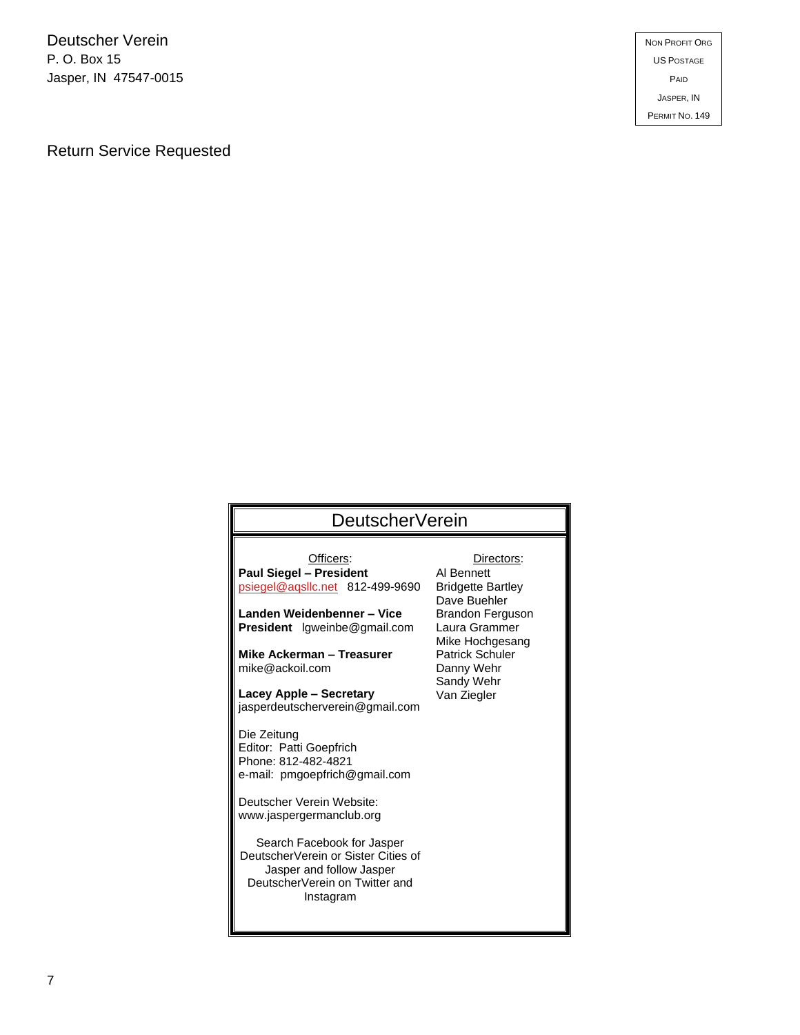Deutscher Verein
P. O. Box 15
Jasper, IN 47547-0015

NON PROFIT ORG
US POSTAGE
PAID
JASPER, IN
PERMIT NO. 149

Return Service Requested

## DeutscherVerein

Officers:

**Paul Siegel – President**
psiegel@aqsllc.net 812-499-9690

**Landen Weidenbenner – Vice President** lgweinbe@gmail.com

**Mike Ackerman – Treasurer**
mike@ackoil.com

**Lacey Apple – Secretary**
jasperdeutscherverein@gmail.com

Die Zeitung
Editor: Patti Goepfrich
Phone: 812-482-4821
e-mail: pmgoepfrich@gmail.com

Deutscher Verein Website:
www.jaspergermanclub.org

Search Facebook for Jasper DeutscherVerein or Sister Cities of Jasper and follow Jasper DeutscherVerein on Twitter and Instagram

Directors:

Al Bennett
Bridgette Bartley
Dave Buehler
Brandon Ferguson
Laura Grammer
Mike Hochgesang
Patrick Schuler
Danny Wehr
Sandy Wehr
Van Ziegler